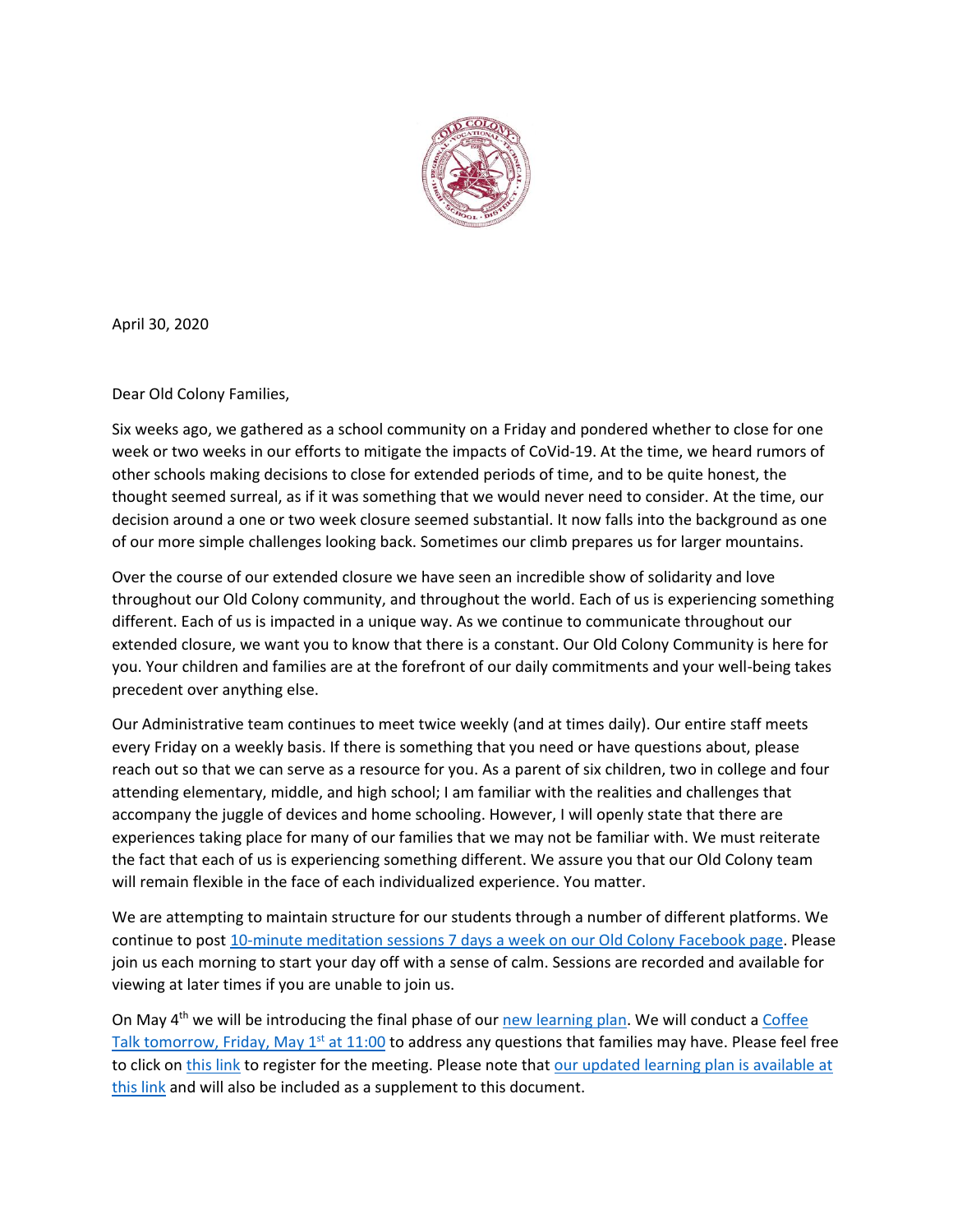April 30, 2020

Dear Old Colony Families,

Six weeks ago, we gathered as a school community on a Friday and pondered whether to close for one week or two weeks in our efforts to mitigate the impacts of CoVid-19. At the time, we heard rumors of other schools making decisions to close for extended periods of time, and to be quite honest, the thought seemed surreal, as if it was something that we would never need to consider. At the time, our decision around a one or two week closure seemed substantial. It now falls into the background as one of our more simple challenges looking back. Sometimes our climb prepares us for larger mountains.

Over the course of our extended closure we have seen an incredible show of solidarity and love throughout our Old Colony community, and throughout the world. Each of us is experiencing something different. Each of us is impacted in a unique way. As we continue to communicate throughout our extended closure, we want you to know that there is a constant. Our Old Colony Community is here for you. Your children and families are at the forefront of our daily commitments and your well-being takes precedent over anything else.

Our Administrative team continues to meet twice weekly (and at times daily). Our entire staff meets every Friday on a weekly basis. If there is something that you need or have questions about, please reach out so that we can serve as a resource for you. As a parent of six children, two in college and four attending elementary, middle, and high school; I am familiar with the realities and challenges that accompany the juggle of devices and home schooling. However, I will openly state that there are experiences taking place for many of our families that we may not be familiar with. We must reiterate the fact that each of us is experiencing something different. We assure you that our Old Colony team will remain flexible in the face of each individualized experience. You matter.

We are attempting to maintain structure for our students through a number of different platforms. We continue to post 10-minute meditation sessions 7 days a week on our Old Colony Facebook page. Please join us each morning to start your day off with a sense of calm. Sessions are recorded and available for viewing at later times if you are unable to join us.

On May 4th we will be introducing the final phase of our new learning plan. We will conduct a Coffee Talk tomorrow, Friday, May 1st at 11:00 to address any questions that families may have. Please feel free to click on this link to register for the meeting. Please note that our updated learning plan is available at this link and will also be included as a supplement to this document.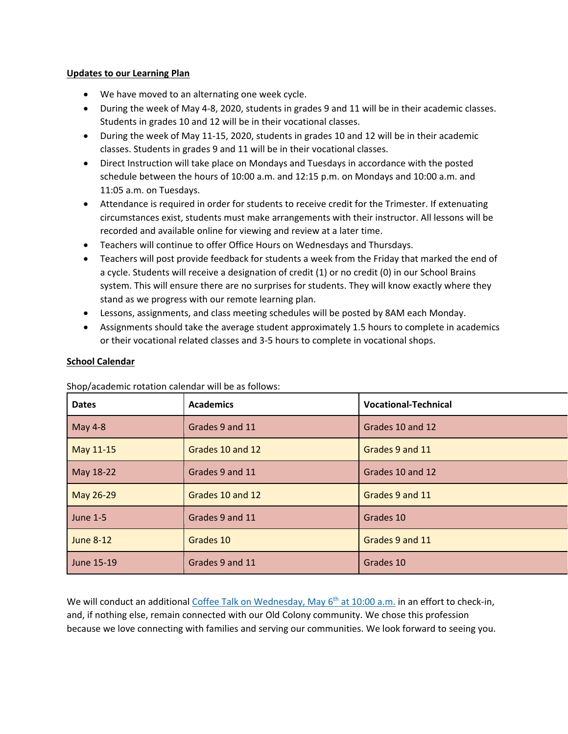**Updates to our Learning Plan**

- We have moved to an alternating one week cycle.
- During the week of May 4-8, 2020, students in grades 9 and 11 will be in their academic classes. Students in grades 10 and 12 will be in their vocational classes.
- During the week of May 11-15, 2020, students in grades 10 and 12 will be in their academic classes. Students in grades 9 and 11 will be in their vocational classes.
- Direct Instruction will take place on Mondays and Tuesdays in accordance with the posted schedule between the hours of 10:00 a.m. and 12:15 p.m. on Mondays and 10:00 a.m. and 11:05 a.m. on Tuesdays.
- Attendance is required in order for students to receive credit for the Trimester. If extenuating circumstances exist, students must make arrangements with their instructor. All lessons will be recorded and available online for viewing and review at a later time.
- Teachers will continue to offer Office Hours on Wednesdays and Thursdays.
- Teachers will post provide feedback for students a week from the Friday that marked the end of a cycle. Students will receive a designation of credit (1) or no credit (0) in our School Brains system. This will ensure there are no surprises for students. They will know exactly where they stand as we progress with our remote learning plan.
- Lessons, assignments, and class meeting schedules will be posted by 8AM each Monday.
- Assignments should take the average student approximately 1.5 hours to complete in academics or their vocational related classes and 3-5 hours to complete in vocational shops.

**School Calendar**

Shop/academic rotation calendar will be as follows:

| Dates | Academics | Vocational-Technical |
|---|---|---|
| May 4-8 | Grades 9 and 11 | Grades 10 and 12 |
| May 11-15 | Grades 10 and 12 | Grades 9 and 11 |
| May 18-22 | Grades 9 and 11 | Grades 10 and 12 |
| May 26-29 | Grades 10 and 12 | Grades 9 and 11 |
| June 1-5 | Grades 9 and 11 | Grades 10 |
| June 8-12 | Grades 10 | Grades 9 and 11 |
| June 15-19 | Grades 9 and 11 | Grades 10 |

We will conduct an additional Coffee Talk on Wednesday, May 6th at 10:00 a.m. in an effort to check-in, and, if nothing else, remain connected with our Old Colony community. We chose this profession because we love connecting with families and serving our communities. We look forward to seeing you.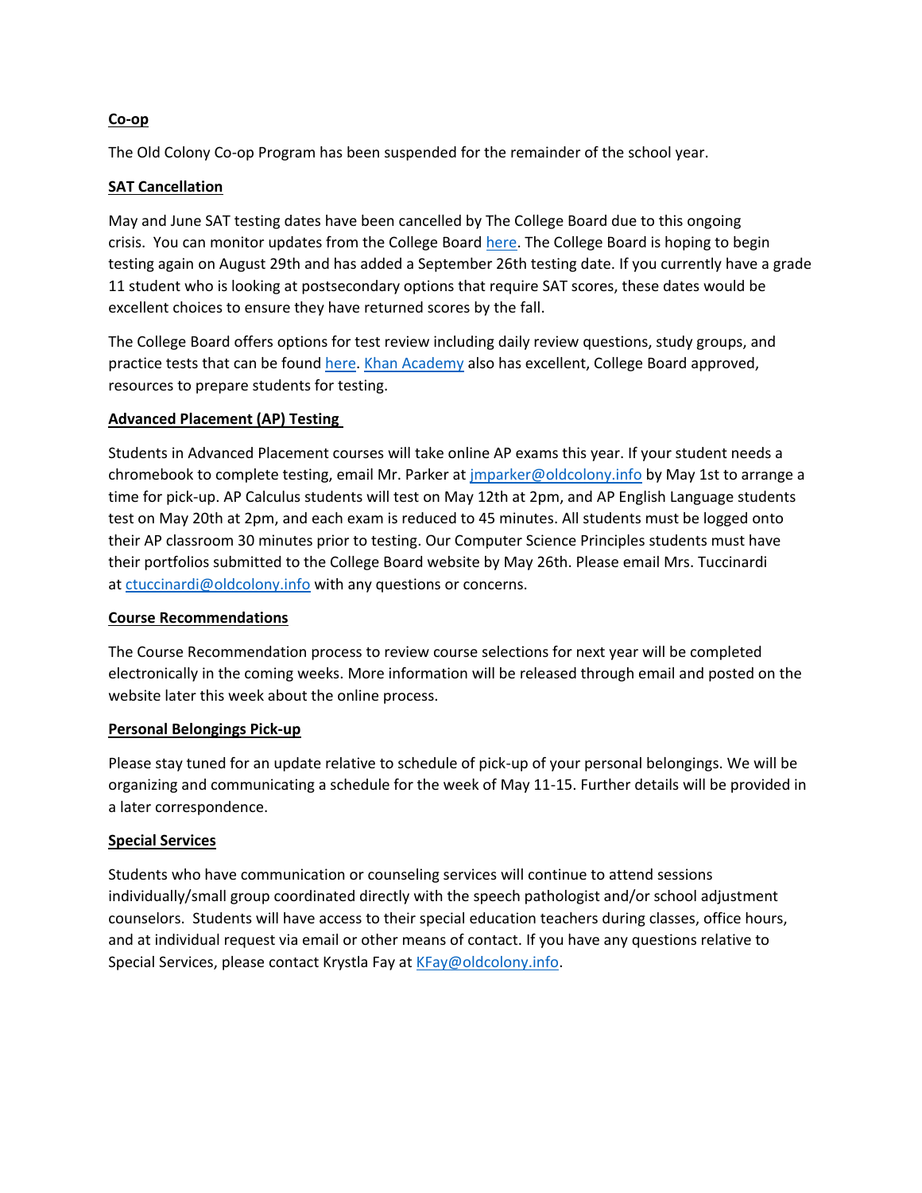**Co-op**

The Old Colony Co-op Program has been suspended for the remainder of the school year.

**SAT Cancellation**

May and June SAT testing dates have been cancelled by The College Board due to this ongoing crisis. You can monitor updates from the College Board here. The College Board is hoping to begin testing again on August 29th and has added a September 26th testing date. If you currently have a grade 11 student who is looking at postsecondary options that require SAT scores, these dates would be excellent choices to ensure they have returned scores by the fall.

The College Board offers options for test review including daily review questions, study groups, and practice tests that can be found here. Khan Academy also has excellent, College Board approved, resources to prepare students for testing.

**Advanced Placement (AP) Testing**

Students in Advanced Placement courses will take online AP exams this year. If your student needs a chromebook to complete testing, email Mr. Parker at jmparker@oldcolony.info by May 1st to arrange a time for pick-up. AP Calculus students will test on May 12th at 2pm, and AP English Language students test on May 20th at 2pm, and each exam is reduced to 45 minutes. All students must be logged onto their AP classroom 30 minutes prior to testing. Our Computer Science Principles students must have their portfolios submitted to the College Board website by May 26th. Please email Mrs. Tuccinardi at ctuccinardi@oldcolony.info with any questions or concerns.

**Course Recommendations**

The Course Recommendation process to review course selections for next year will be completed electronically in the coming weeks. More information will be released through email and posted on the website later this week about the online process.

**Personal Belongings Pick-up**

Please stay tuned for an update relative to schedule of pick-up of your personal belongings. We will be organizing and communicating a schedule for the week of May 11-15. Further details will be provided in a later correspondence.

**Special Services**

Students who have communication or counseling services will continue to attend sessions individually/small group coordinated directly with the speech pathologist and/or school adjustment counselors. Students will have access to their special education teachers during classes, office hours, and at individual request via email or other means of contact. If you have any questions relative to Special Services, please contact Krystla Fay at KFay@oldcolony.info.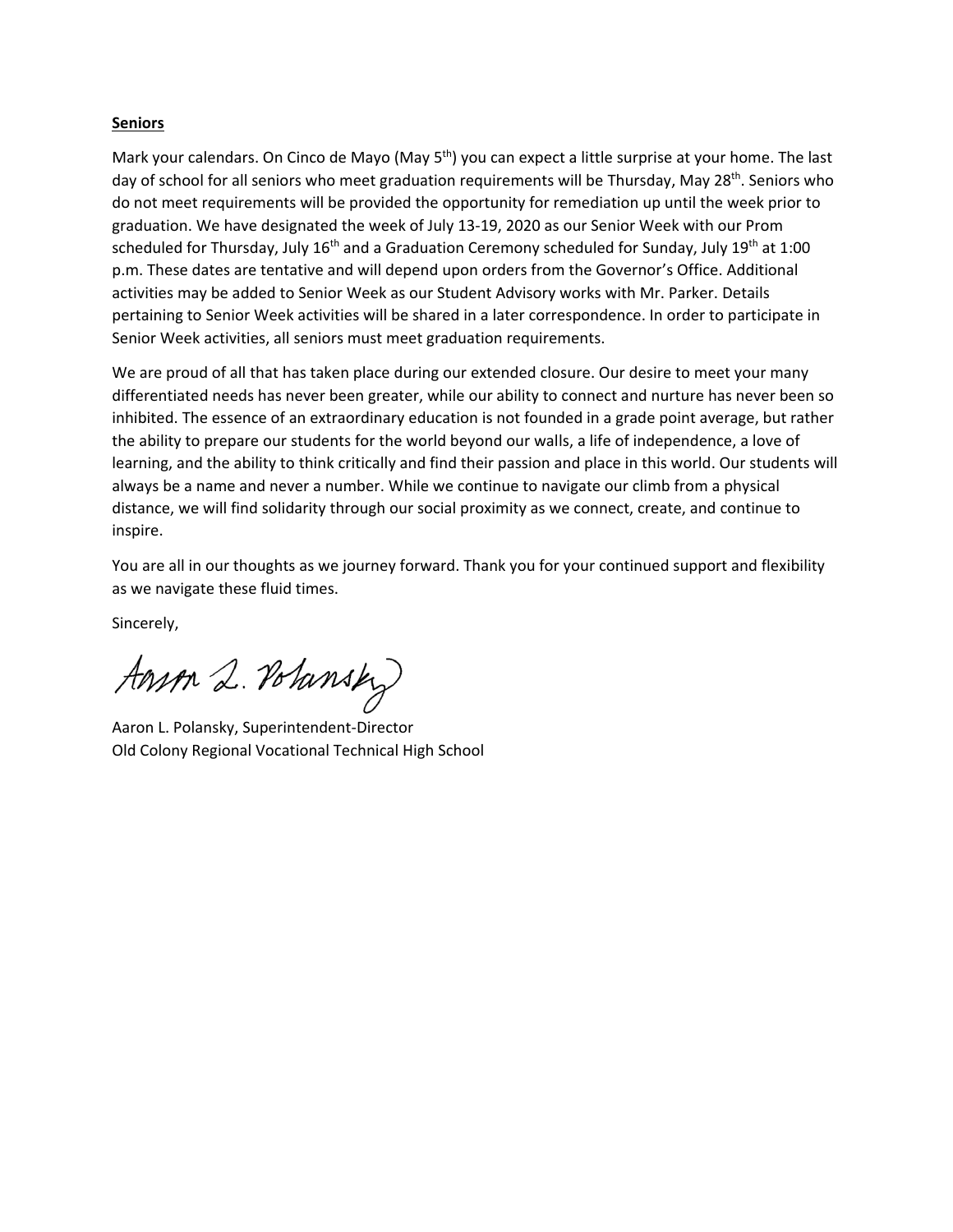**Seniors**

Mark your calendars. On Cinco de Mayo (May 5th) you can expect a little surprise at your home. The last day of school for all seniors who meet graduation requirements will be Thursday, May 28th. Seniors who do not meet requirements will be provided the opportunity for remediation up until the week prior to graduation. We have designated the week of July 13-19, 2020 as our Senior Week with our Prom scheduled for Thursday, July 16th and a Graduation Ceremony scheduled for Sunday, July 19th at 1:00 p.m. These dates are tentative and will depend upon orders from the Governor's Office. Additional activities may be added to Senior Week as our Student Advisory works with Mr. Parker. Details pertaining to Senior Week activities will be shared in a later correspondence. In order to participate in Senior Week activities, all seniors must meet graduation requirements.

We are proud of all that has taken place during our extended closure. Our desire to meet your many differentiated needs has never been greater, while our ability to connect and nurture has never been so inhibited. The essence of an extraordinary education is not founded in a grade point average, but rather the ability to prepare our students for the world beyond our walls, a life of independence, a love of learning, and the ability to think critically and find their passion and place in this world. Our students will always be a name and never a number. While we continue to navigate our climb from a physical distance, we will find solidarity through our social proximity as we connect, create, and continue to inspire.

You are all in our thoughts as we journey forward. Thank you for your continued support and flexibility as we navigate these fluid times.

Sincerely,

Aaron L. Polansky

Aaron L. Polansky, Superintendent-Director
Old Colony Regional Vocational Technical High School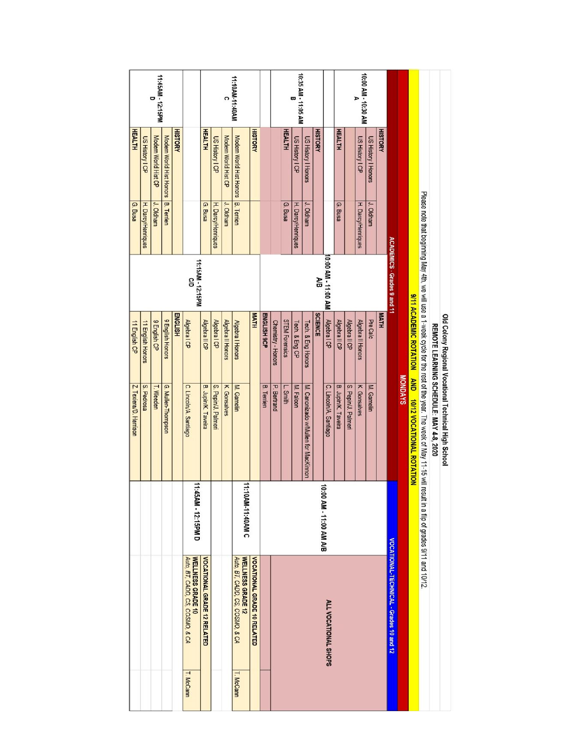# Old Colony Regional Vocational Technical High School

## REMOTE LEARNING SCHEDULE: MAY 4-8, 2020

Please note that beginning May 4th, we will use a 1-week cycle for the rest of the year. The week of May 11-15 will result in a flip of grades 9/11 and 10/12.

### 9/11 ACADEMIC ROTATION AND 10/12 VOCATIONAL ROTATION

### MONDAYS

#### ACADEMICS - Grades 9 and 11

| Time | Course | Teacher | Time | Course | Teacher |
|---|---|---|---|---|---|
| 10:00 AM - 10:30 AM A | **HISTORY** | | 10:00 AM - 11:00 AM A/B | **MATH** | |
| | US History I Honors | J. Oldham | | Pre Calc | M. Gamelin |
| | US History I CP | H. Darcy/Henriques | | Algebra II Honors | K. Gonsalves |
| | | | | Algebra II CP | S. Pepin/J. Palmeri |
| | **HEALTH** | G. Busa | | Algebra II CP | B. Jupin/K. Taveira |
| | | | | Algebra I CP | C. Lincoln/A. Santiago |
| 10:35 AM - 11:05 AM B | **HISTORY** | | | **SCIENCE** | |
| | US History I Honors | J. Oldham | | Tech. & Eng Honors | M. Canonizado w/Mullen for MacKinnon |
| | US History I CP | H. Darcy/Henriques | | Tech. & Eng CP | M. Falcon |
| | **HEALTH** | G. Busa | | STEM Forensics | L. Smith |
| | | | | Chemistry - Honors | P. Bertrand |
| | **HISTORY** | | | **ENGLISH 9CP** | B. Terrien |
| 11:10AM-11:40AM C | Modern World Hist Honors | B. Terrien | 11:15AM - 12:15PM C/D | **MATH** | |
| | Modern World Hist CP | J. Oldham | | Algebra I Honors | M. Gamelin |
| | US History I CP | H. Darcy/Henriques | | Algebra II Honors | K. Gonsalves |
| | **HEALTH** | G. Busa | | Algebra I CP | S. Pepin/J. Palmeri |
| | | | | Algebra II CP | B. Jupin/K. Taveira |
| | **HISTORY** | | | Algebra I CP | C. Lincoln/A. Santiago |
| 11:45AM - 12:15PM D | Modern World Hist Honors | B. Terrien | | **ENGLISH** | |
| | Modern World Hist CP | J. Oldham | | 9 English Honors | G. Mullen-Thompson |
| | US History I CP | H. Darcy/Henriques | | 9 English CP | T. Weeden |
| | **HEALTH** | G. Busa | | 11 English Honors | S. Pedrosa |
| | | | | 11 English CP | Z. Texiera/D. Harrison |

#### VOCATIONAL-TECHNICAL - Grades 10 and 12

| Time | Program | Teacher |
|---|---|---|
| 10:00 AM - 11:00 AM A/B | **ALL VOCATIONAL SHOPS** | |
| 11:10AM-11:40AM C | **VOCATIONAL GRADE 10 RELATED** | |
| | **WELLNESS GRADE 12** Auto, BT, CADD, CS, COSMO, & CA | T. McCann |
| 11:45AM - 12:15PM D | **VOCATIONAL GRADE 12 RELATED** | |
| | **WELLNESS GRADE 10** Auto, BT, CADD, CS, COSMO, & CA | T. McCann |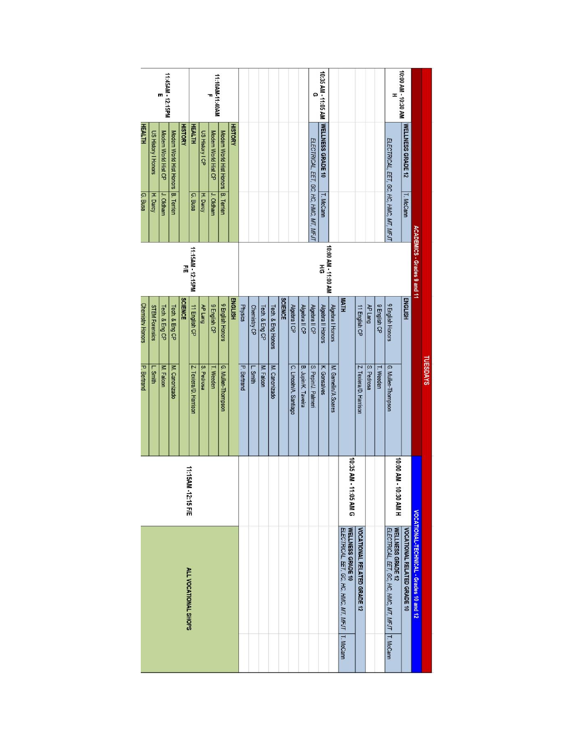# TUESDAYS

## ACADEMICS - Grades 9 and 11

| | | |
|---|---|---|
| 10:00 AM - 10:30 AM H | **WELLNESS GRADE 12** | T. McCann |
| | *ELECTRICAL, EET, GC, HC, HMC, MT, MFJT* | |
| 10:35 AM - 11:05 AM G | **WELLNESS GRADE 10** | T. McCann |
| | *ELECTRICAL, EET, GC, HC, HMC, MT, MFJT* | |
| 11:10AM-11:40AM F | **HISTORY** | |
| | Modern World Hist Honors | B. Terrien |
| | Modern World Hist CP | J. Oldham |
| | US History I CP | H. Darcy |
| | **HEALTH** | G. Busa |
| 11:45AM - 12:15PM E | **HISTORY** | |
| | Modern World Hist Honors | B. Terrien |
| | Modern World Hist CP | J. Oldham |
| | US History I Honors | H. Darcy |
| | **HEALTH** | G. Busa |

| | | |
|---|---|---|
| 10:00 AM - 11:00 AM H/G | **ENGLISH** | |
| | 9 English Honors | G. Mullen-Thompson |
| | 9 English CP | T. Weeden |
| | AP Lang | S. Pedrosa |
| | 11 English CP | Z. Texiera/D. Harrison |
| | **MATH** | |
| | Algebra I Honors | M. Gamelin/A. Soares |
| | Algebra II Honors | K. Gonsalves |
| | Algebra II CP | S. Pepin/J. Palmeri |
| | Algebra II CP | B. Jupin/K. Taveira |
| | Algebra I CP | C. Lincoln/A. Santiago |
| | **SCIENCE** | |
| | Tech. & Eng Honors | M. Canonizado |
| | Tech. & Eng CP | M. Falcon |
| | Chemistry CP | L. Smith |
| | Physics | P. Bertrand |
| 11:15AM - 12:15PM F/E | **ENGLISH** | |
| | 9 English Honors | G. Mullen-Thompson |
| | 9 English CP | T. Weeden |
| | AP Lang | S. Pedrosa |
| | 11 English CP | Z. Texiera/D. Harrison |
| | **SCIENCE** | |
| | Tech. & Eng CP | M. Canonizado |
| | Tech. & Eng CP | M. Falcon |
| | STEM Forensics | L. Smith |
| | Chemistry Honors | P. Bertrand |

## VOCATIONAL-TECHNICAL - Grades 10 and 12

| | | |
|---|---|---|
| 10:00 AM - 10:30 AM H | **VOCATIONAL RELATED GRADE 10** | |
| | **WELLNESS GRADE 12** | T. McCann |
| | *ELECTRICAL, EET, GC, HC, HMC, MT, MFJT* | |
| 10:35 AM - 11:05 AM G | **VOCATIONAL RELATED GRADE 12** | |
| | **WELLNESS GRADE 10** | T. McCann |
| | *ELECTRICAL, EET, GC, HC, HMC, MT, MFJT* | |
| 11:15AM -12:15 F/E | **ALL VOCATIONAL SHOPS** | |